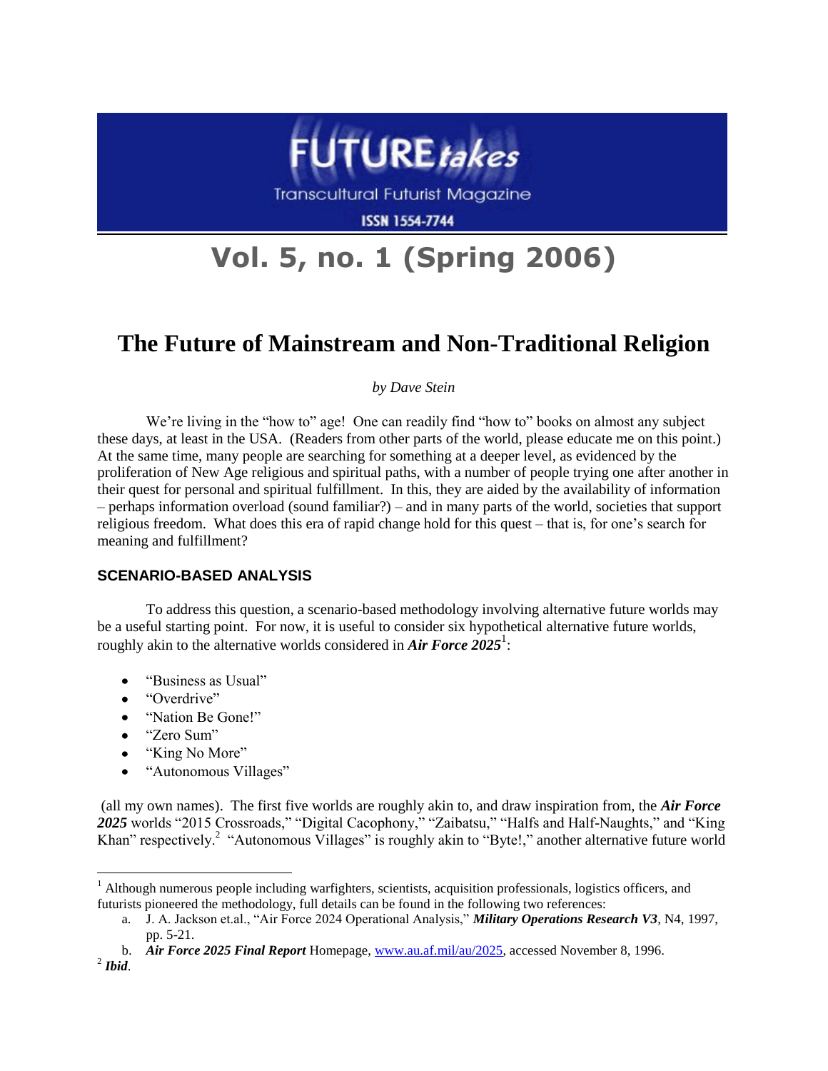# FUTURE*takes*

Transcultural Futurist Magazine

ISSN 1554-7744

## Vol. 5, no. 1 (Spring 2006)

# The Future of Mainstream and Non-Traditional Religion

*by Dave Stein*

We're living in the "how to" age! One can readily find "how to" books on almost any subject these days, at least in the USA. (Readers from other parts of the world, please educate me on this point.) At the same time, many people are searching for something at a deeper level, as evidenced by the proliferation of New Age religious and spiritual paths, with a number of people trying one after another in their quest for personal and spiritual fulfillment. In this, they are aided by the availability of information – perhaps information overload (sound familiar?) – and in many parts of the world, societies that support religious freedom. What does this era of rapid change hold for this quest – that is, for one's search for meaning and fulfillment?

### SCENARIO-BASED ANALYSIS

To address this question, a scenario-based methodology involving alternative future worlds may be a useful starting point. For now, it is useful to consider six hypothetical alternative future worlds, roughly akin to the alternative worlds considered in ***Air Force 2025***[1]:

- "Business as Usual"
- "Overdrive"
- "Nation Be Gone!"
- "Zero Sum"
- "King No More"
- "Autonomous Villages"

(all my own names). The first five worlds are roughly akin to, and draw inspiration from, the ***Air Force 2025*** worlds "2015 Crossroads," "Digital Cacophony," "Zaibatsu," "Halfs and Half-Naughts," and "King Khan" respectively.[2] "Autonomous Villages" is roughly akin to "Byte!," another alternative future world

---

[1] Although numerous people including warfighters, scientists, acquisition professionals, logistics officers, and futurists pioneered the methodology, full details can be found in the following two references:

a. J. A. Jackson et.al., "Air Force 2024 Operational Analysis," ***Military Operations Research V3***, N4, 1997, pp. 5-21.

b. ***Air Force 2025 Final Report*** Homepage, www.au.af.mil/au/2025, accessed November 8, 1996.

[2] ***Ibid***.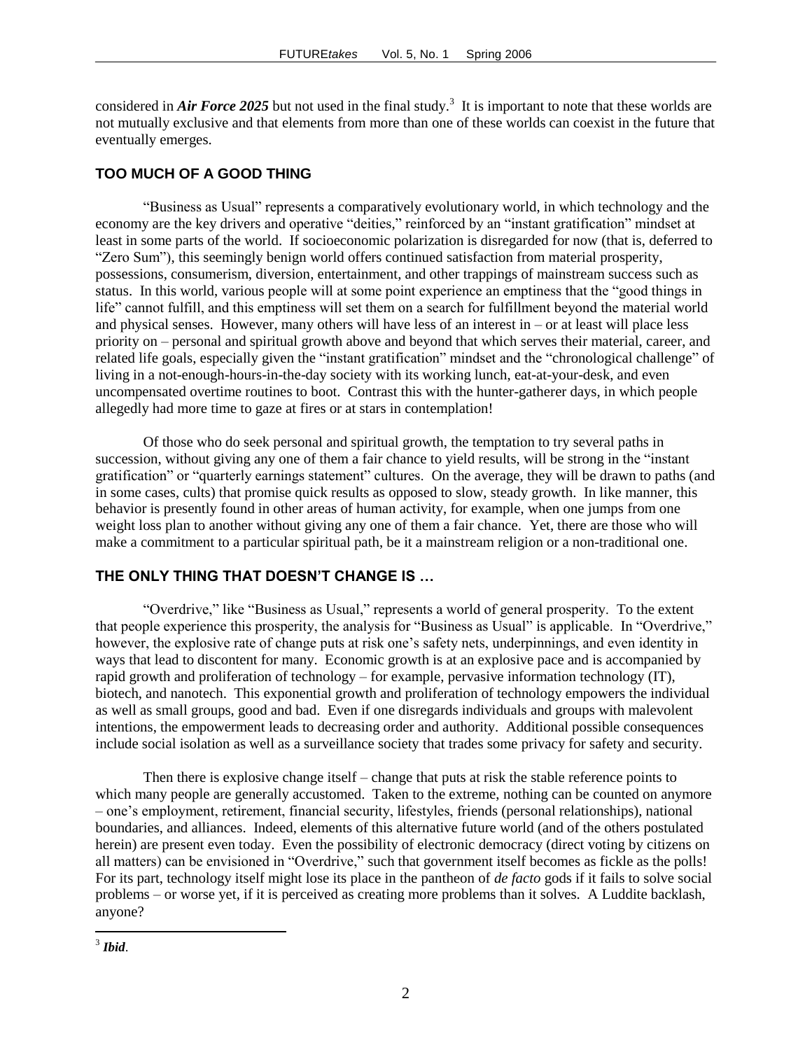considered in ***Air Force 2025*** but not used in the final study.[3] It is important to note that these worlds are not mutually exclusive and that elements from more than one of these worlds can coexist in the future that eventually emerges.

## TOO MUCH OF A GOOD THING

"Business as Usual" represents a comparatively evolutionary world, in which technology and the economy are the key drivers and operative "deities," reinforced by an "instant gratification" mindset at least in some parts of the world. If socioeconomic polarization is disregarded for now (that is, deferred to "Zero Sum"), this seemingly benign world offers continued satisfaction from material prosperity, possessions, consumerism, diversion, entertainment, and other trappings of mainstream success such as status. In this world, various people will at some point experience an emptiness that the "good things in life" cannot fulfill, and this emptiness will set them on a search for fulfillment beyond the material world and physical senses. However, many others will have less of an interest in – or at least will place less priority on – personal and spiritual growth above and beyond that which serves their material, career, and related life goals, especially given the "instant gratification" mindset and the "chronological challenge" of living in a not-enough-hours-in-the-day society with its working lunch, eat-at-your-desk, and even uncompensated overtime routines to boot. Contrast this with the hunter-gatherer days, in which people allegedly had more time to gaze at fires or at stars in contemplation!

Of those who do seek personal and spiritual growth, the temptation to try several paths in succession, without giving any one of them a fair chance to yield results, will be strong in the "instant gratification" or "quarterly earnings statement" cultures. On the average, they will be drawn to paths (and in some cases, cults) that promise quick results as opposed to slow, steady growth. In like manner, this behavior is presently found in other areas of human activity, for example, when one jumps from one weight loss plan to another without giving any one of them a fair chance. Yet, there are those who will make a commitment to a particular spiritual path, be it a mainstream religion or a non-traditional one.

## THE ONLY THING THAT DOESN'T CHANGE IS …

"Overdrive," like "Business as Usual," represents a world of general prosperity. To the extent that people experience this prosperity, the analysis for "Business as Usual" is applicable. In "Overdrive," however, the explosive rate of change puts at risk one's safety nets, underpinnings, and even identity in ways that lead to discontent for many. Economic growth is at an explosive pace and is accompanied by rapid growth and proliferation of technology – for example, pervasive information technology (IT), biotech, and nanotech. This exponential growth and proliferation of technology empowers the individual as well as small groups, good and bad. Even if one disregards individuals and groups with malevolent intentions, the empowerment leads to decreasing order and authority. Additional possible consequences include social isolation as well as a surveillance society that trades some privacy for safety and security.

Then there is explosive change itself – change that puts at risk the stable reference points to which many people are generally accustomed. Taken to the extreme, nothing can be counted on anymore – one's employment, retirement, financial security, lifestyles, friends (personal relationships), national boundaries, and alliances. Indeed, elements of this alternative future world (and of the others postulated herein) are present even today. Even the possibility of electronic democracy (direct voting by citizens on all matters) can be envisioned in "Overdrive," such that government itself becomes as fickle as the polls! For its part, technology itself might lose its place in the pantheon of *de facto* gods if it fails to solve social problems – or worse yet, if it is perceived as creating more problems than it solves. A Luddite backlash, anyone?

---

[3] ***Ibid***.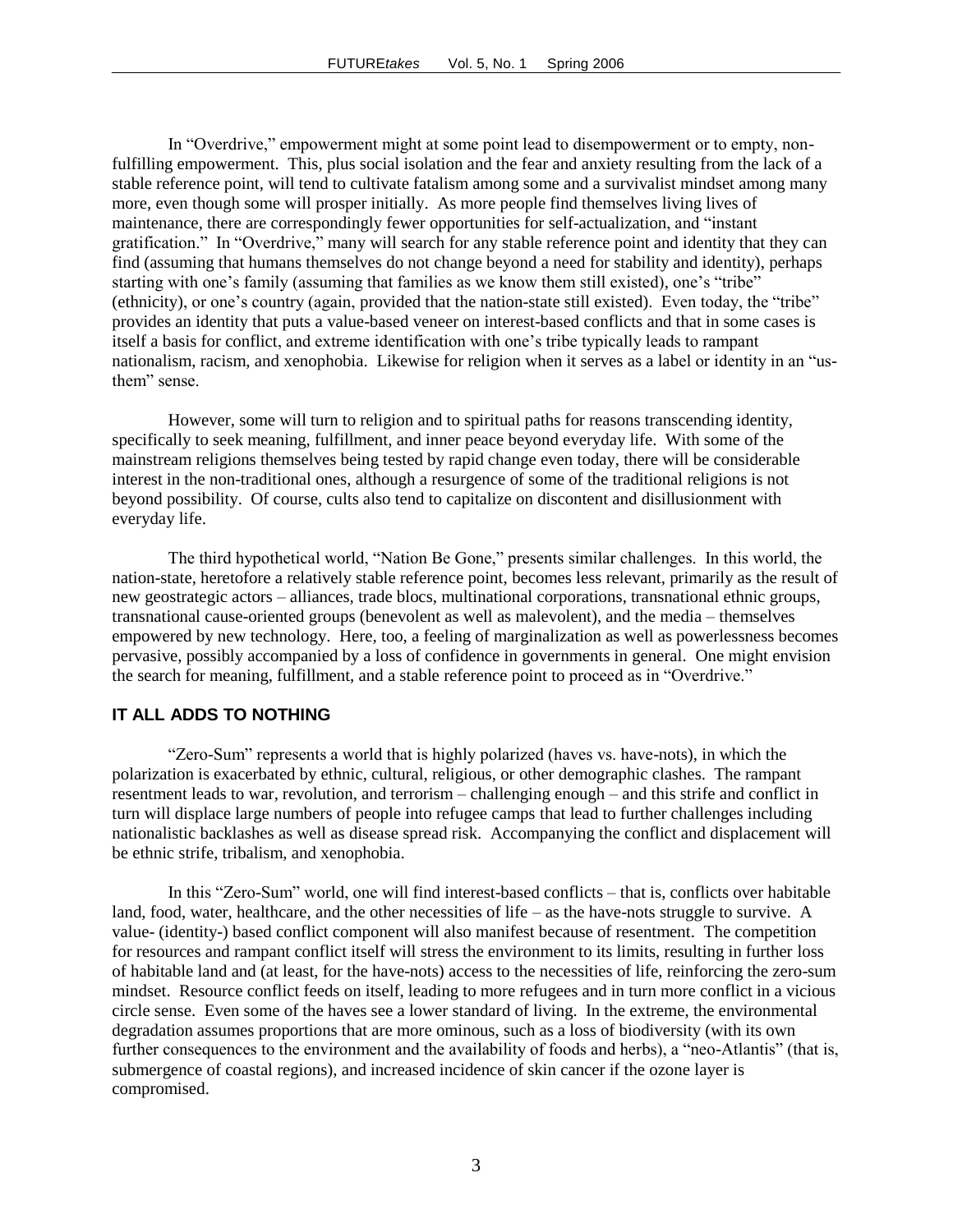In "Overdrive," empowerment might at some point lead to disempowerment or to empty, non-fulfilling empowerment. This, plus social isolation and the fear and anxiety resulting from the lack of a stable reference point, will tend to cultivate fatalism among some and a survivalist mindset among many more, even though some will prosper initially. As more people find themselves living lives of maintenance, there are correspondingly fewer opportunities for self-actualization, and "instant gratification." In "Overdrive," many will search for any stable reference point and identity that they can find (assuming that humans themselves do not change beyond a need for stability and identity), perhaps starting with one's family (assuming that families as we know them still existed), one's "tribe" (ethnicity), or one's country (again, provided that the nation-state still existed). Even today, the "tribe" provides an identity that puts a value-based veneer on interest-based conflicts and that in some cases is itself a basis for conflict, and extreme identification with one's tribe typically leads to rampant nationalism, racism, and xenophobia. Likewise for religion when it serves as a label or identity in an "us-them" sense.

However, some will turn to religion and to spiritual paths for reasons transcending identity, specifically to seek meaning, fulfillment, and inner peace beyond everyday life. With some of the mainstream religions themselves being tested by rapid change even today, there will be considerable interest in the non-traditional ones, although a resurgence of some of the traditional religions is not beyond possibility. Of course, cults also tend to capitalize on discontent and disillusionment with everyday life.

The third hypothetical world, "Nation Be Gone," presents similar challenges. In this world, the nation-state, heretofore a relatively stable reference point, becomes less relevant, primarily as the result of new geostrategic actors – alliances, trade blocs, multinational corporations, transnational ethnic groups, transnational cause-oriented groups (benevolent as well as malevolent), and the media – themselves empowered by new technology. Here, too, a feeling of marginalization as well as powerlessness becomes pervasive, possibly accompanied by a loss of confidence in governments in general. One might envision the search for meaning, fulfillment, and a stable reference point to proceed as in "Overdrive."

## IT ALL ADDS TO NOTHING

"Zero-Sum" represents a world that is highly polarized (haves vs. have-nots), in which the polarization is exacerbated by ethnic, cultural, religious, or other demographic clashes. The rampant resentment leads to war, revolution, and terrorism – challenging enough – and this strife and conflict in turn will displace large numbers of people into refugee camps that lead to further challenges including nationalistic backlashes as well as disease spread risk. Accompanying the conflict and displacement will be ethnic strife, tribalism, and xenophobia.

In this "Zero-Sum" world, one will find interest-based conflicts – that is, conflicts over habitable land, food, water, healthcare, and the other necessities of life – as the have-nots struggle to survive. A value- (identity-) based conflict component will also manifest because of resentment. The competition for resources and rampant conflict itself will stress the environment to its limits, resulting in further loss of habitable land and (at least, for the have-nots) access to the necessities of life, reinforcing the zero-sum mindset. Resource conflict feeds on itself, leading to more refugees and in turn more conflict in a vicious circle sense. Even some of the haves see a lower standard of living. In the extreme, the environmental degradation assumes proportions that are more ominous, such as a loss of biodiversity (with its own further consequences to the environment and the availability of foods and herbs), a "neo-Atlantis" (that is, submergence of coastal regions), and increased incidence of skin cancer if the ozone layer is compromised.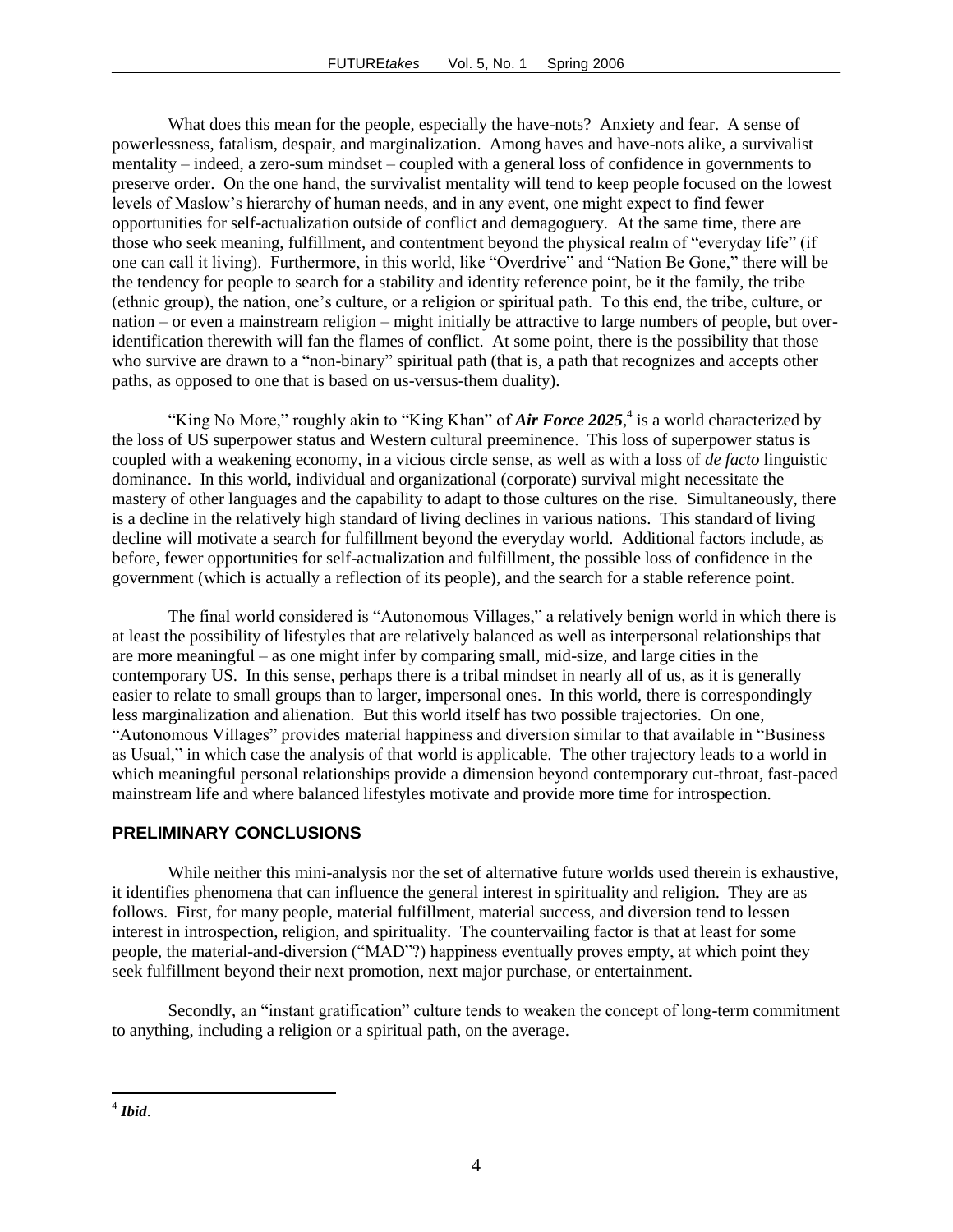What does this mean for the people, especially the have-nots? Anxiety and fear. A sense of powerlessness, fatalism, despair, and marginalization. Among haves and have-nots alike, a survivalist mentality – indeed, a zero-sum mindset – coupled with a general loss of confidence in governments to preserve order. On the one hand, the survivalist mentality will tend to keep people focused on the lowest levels of Maslow's hierarchy of human needs, and in any event, one might expect to find fewer opportunities for self-actualization outside of conflict and demagoguery. At the same time, there are those who seek meaning, fulfillment, and contentment beyond the physical realm of "everyday life" (if one can call it living). Furthermore, in this world, like "Overdrive" and "Nation Be Gone," there will be the tendency for people to search for a stability and identity reference point, be it the family, the tribe (ethnic group), the nation, one's culture, or a religion or spiritual path. To this end, the tribe, culture, or nation – or even a mainstream religion – might initially be attractive to large numbers of people, but over-identification therewith will fan the flames of conflict. At some point, there is the possibility that those who survive are drawn to a "non-binary" spiritual path (that is, a path that recognizes and accepts other paths, as opposed to one that is based on us-versus-them duality).

"King No More," roughly akin to "King Khan" of ***Air Force 2025***,[4] is a world characterized by the loss of US superpower status and Western cultural preeminence. This loss of superpower status is coupled with a weakening economy, in a vicious circle sense, as well as with a loss of *de facto* linguistic dominance. In this world, individual and organizational (corporate) survival might necessitate the mastery of other languages and the capability to adapt to those cultures on the rise. Simultaneously, there is a decline in the relatively high standard of living declines in various nations. This standard of living decline will motivate a search for fulfillment beyond the everyday world. Additional factors include, as before, fewer opportunities for self-actualization and fulfillment, the possible loss of confidence in the government (which is actually a reflection of its people), and the search for a stable reference point.

The final world considered is "Autonomous Villages," a relatively benign world in which there is at least the possibility of lifestyles that are relatively balanced as well as interpersonal relationships that are more meaningful – as one might infer by comparing small, mid-size, and large cities in the contemporary US. In this sense, perhaps there is a tribal mindset in nearly all of us, as it is generally easier to relate to small groups than to larger, impersonal ones. In this world, there is correspondingly less marginalization and alienation. But this world itself has two possible trajectories. On one, "Autonomous Villages" provides material happiness and diversion similar to that available in "Business as Usual," in which case the analysis of that world is applicable. The other trajectory leads to a world in which meaningful personal relationships provide a dimension beyond contemporary cut-throat, fast-paced mainstream life and where balanced lifestyles motivate and provide more time for introspection.

## PRELIMINARY CONCLUSIONS

While neither this mini-analysis nor the set of alternative future worlds used therein is exhaustive, it identifies phenomena that can influence the general interest in spirituality and religion. They are as follows. First, for many people, material fulfillment, material success, and diversion tend to lessen interest in introspection, religion, and spirituality. The countervailing factor is that at least for some people, the material-and-diversion ("MAD"?) happiness eventually proves empty, at which point they seek fulfillment beyond their next promotion, next major purchase, or entertainment.

Secondly, an "instant gratification" culture tends to weaken the concept of long-term commitment to anything, including a religion or a spiritual path, on the average.

---

[4] ***Ibid***.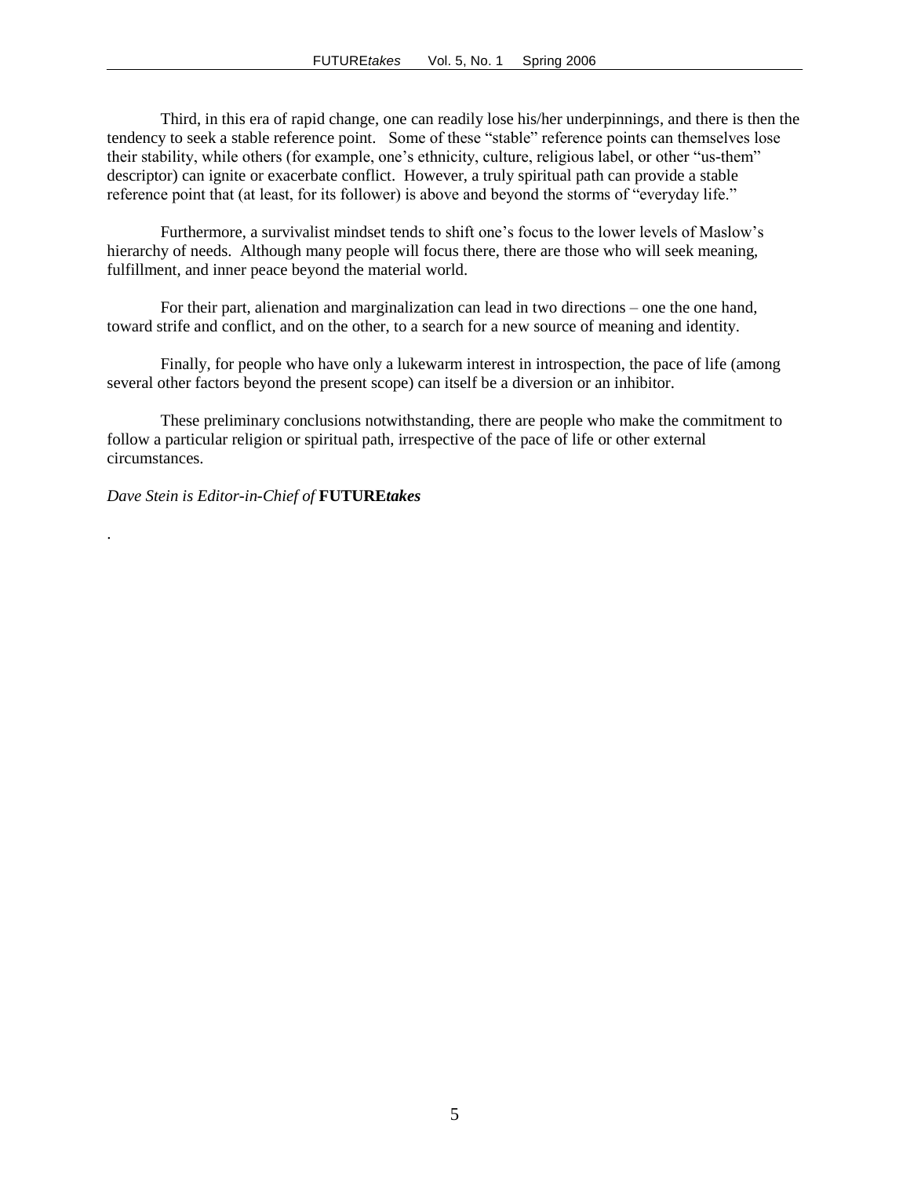Third, in this era of rapid change, one can readily lose his/her underpinnings, and there is then the tendency to seek a stable reference point. Some of these "stable" reference points can themselves lose their stability, while others (for example, one's ethnicity, culture, religious label, or other "us-them" descriptor) can ignite or exacerbate conflict. However, a truly spiritual path can provide a stable reference point that (at least, for its follower) is above and beyond the storms of "everyday life."

Furthermore, a survivalist mindset tends to shift one's focus to the lower levels of Maslow's hierarchy of needs. Although many people will focus there, there are those who will seek meaning, fulfillment, and inner peace beyond the material world.

For their part, alienation and marginalization can lead in two directions – one the one hand, toward strife and conflict, and on the other, to a search for a new source of meaning and identity.

Finally, for people who have only a lukewarm interest in introspection, the pace of life (among several other factors beyond the present scope) can itself be a diversion or an inhibitor.

These preliminary conclusions notwithstanding, there are people who make the commitment to follow a particular religion or spiritual path, irrespective of the pace of life or other external circumstances.

*Dave Stein is Editor-in-Chief of* **FUTURE*takes***

.